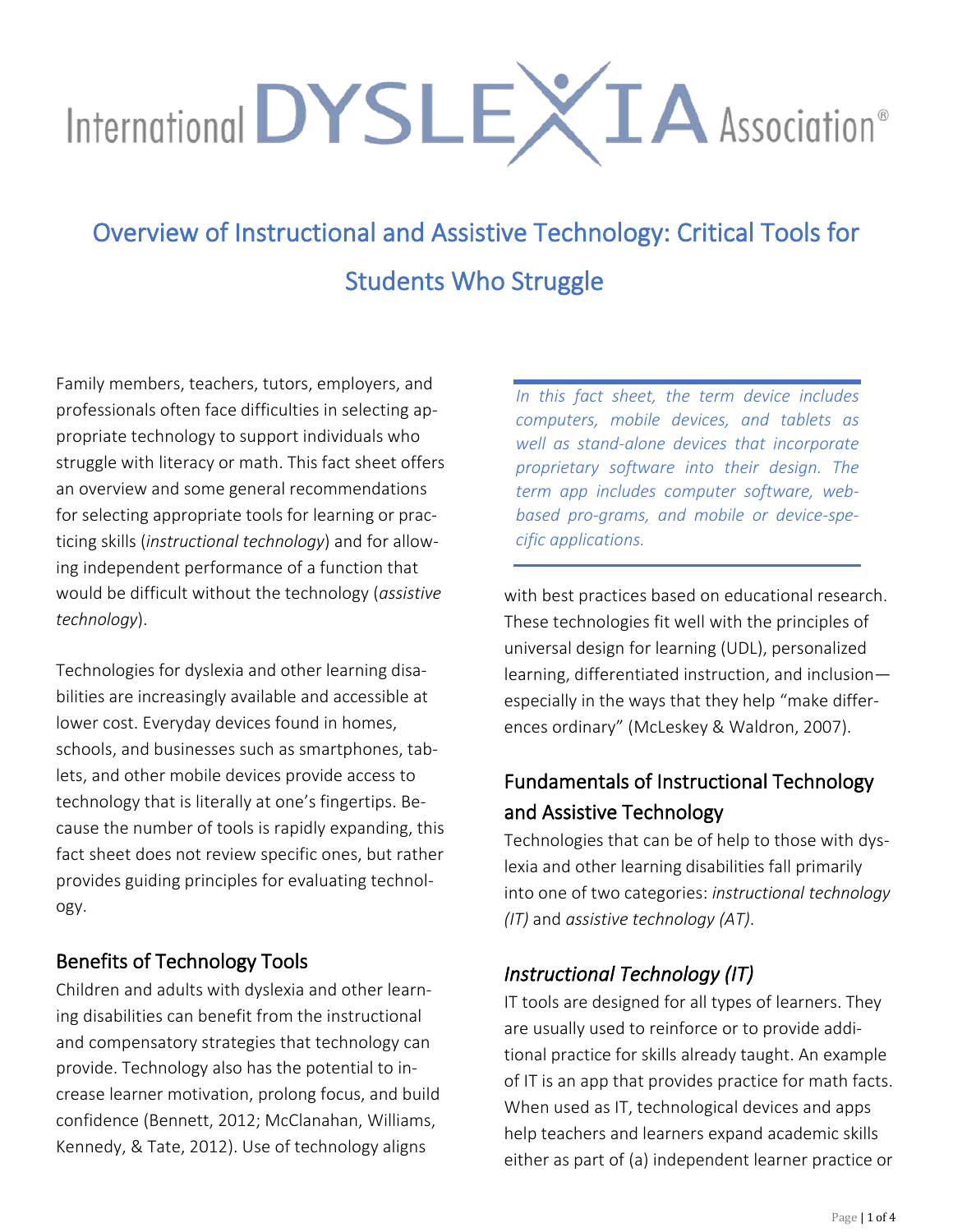International DYSLEXIA Association®

# Overview of Instructional and Assistive Technology: Critical Tools for Students Who Struggle

Family members, teachers, tutors, employers, and professionals often face difficulties in selecting appropriate technology to support individuals who struggle with literacy or math. This fact sheet offers an overview and some general recommendations for selecting appropriate tools for learning or practicing skills (*instructional technology*) and for allowing independent performance of a function that would be difficult without the technology (*assistive technology*).

Technologies for dyslexia and other learning disabilities are increasingly available and accessible at lower cost. Everyday devices found in homes, schools, and businesses such as smartphones, tablets, and other mobile devices provide access to technology that is literally at one's fingertips. Because the number of tools is rapidly expanding, this fact sheet does not review specific ones, but rather provides guiding principles for evaluating technology.

## Benefits of Technology Tools

Children and adults with dyslexia and other learning disabilities can benefit from the instructional and compensatory strategies that technology can provide. Technology also has the potential to increase learner motivation, prolong focus, and build confidence (Bennett, 2012; McClanahan, Williams, Kennedy, & Tate, 2012). Use of technology aligns with best practices based on educational research. These technologies fit well with the principles of universal design for learning (UDL), personalized learning, differentiated instruction, and inclusion—especially in the ways that they help "make differences ordinary" (McLeskey & Waldron, 2007).

> *In this fact sheet, the term device includes computers, mobile devices, and tablets as well as stand-alone devices that incorporate proprietary software into their design. The term app includes computer software, web-based pro-grams, and mobile or device-specific applications.*

## Fundamentals of Instructional Technology and Assistive Technology

Technologies that can be of help to those with dyslexia and other learning disabilities fall primarily into one of two categories: *instructional technology (IT)* and *assistive technology (AT)*.

### *Instructional Technology (IT)*

IT tools are designed for all types of learners. They are usually used to reinforce or to provide additional practice for skills already taught. An example of IT is an app that provides practice for math facts. When used as IT, technological devices and apps help teachers and learners expand academic skills either as part of (a) independent learner practice or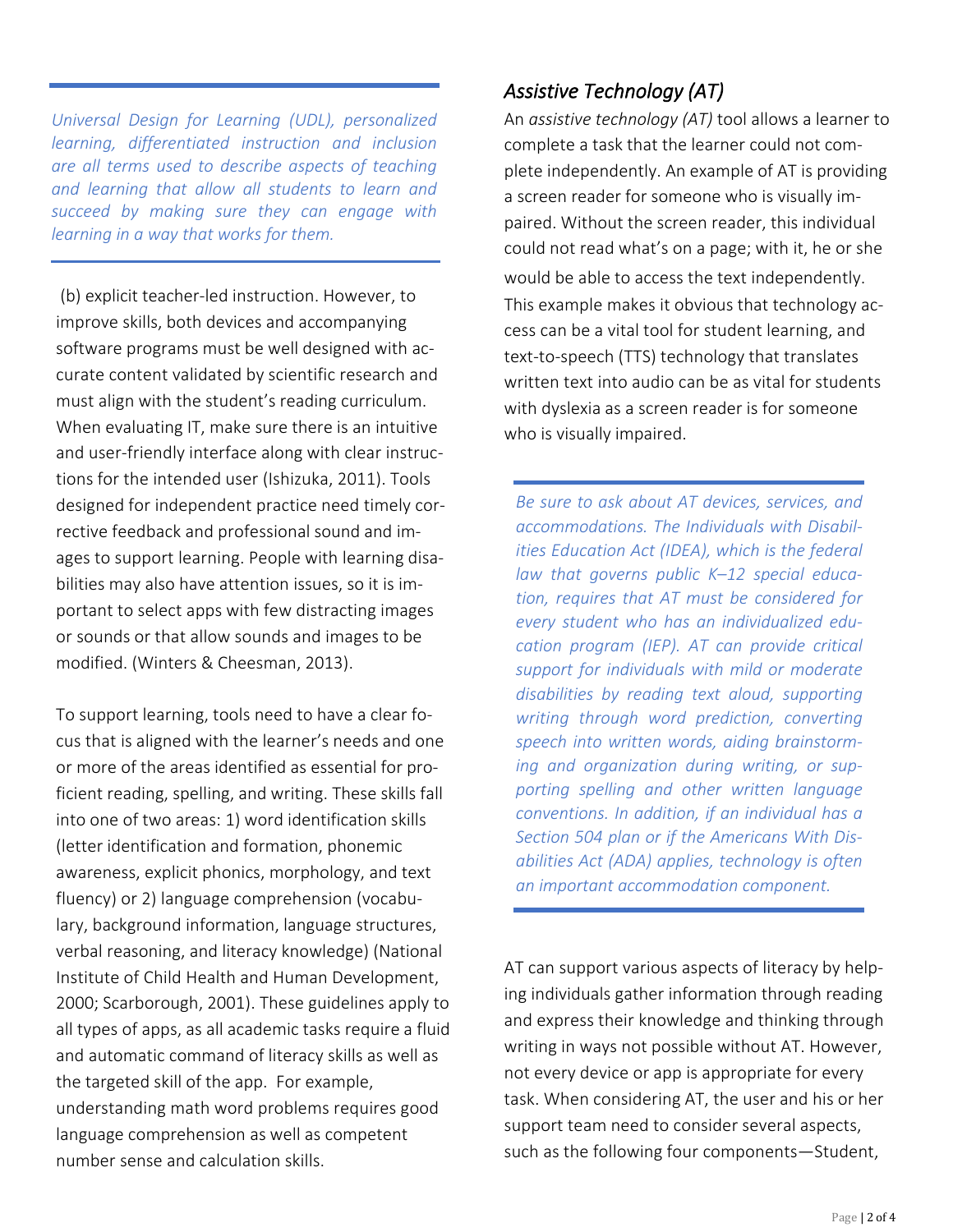*Universal Design for Learning (UDL), personalized learning, differentiated instruction and inclusion are all terms used to describe aspects of teaching and learning that allow all students to learn and succeed by making sure they can engage with learning in a way that works for them.*

(b) explicit teacher-led instruction. However, to improve skills, both devices and accompanying software programs must be well designed with accurate content validated by scientific research and must align with the student's reading curriculum. When evaluating IT, make sure there is an intuitive and user-friendly interface along with clear instructions for the intended user (Ishizuka, 2011). Tools designed for independent practice need timely corrective feedback and professional sound and images to support learning. People with learning disabilities may also have attention issues, so it is important to select apps with few distracting images or sounds or that allow sounds and images to be modified. (Winters & Cheesman, 2013).

To support learning, tools need to have a clear focus that is aligned with the learner's needs and one or more of the areas identified as essential for proficient reading, spelling, and writing. These skills fall into one of two areas: 1) word identification skills (letter identification and formation, phonemic awareness, explicit phonics, morphology, and text fluency) or 2) language comprehension (vocabulary, background information, language structures, verbal reasoning, and literacy knowledge) (National Institute of Child Health and Human Development, 2000; Scarborough, 2001). These guidelines apply to all types of apps, as all academic tasks require a fluid and automatic command of literacy skills as well as the targeted skill of the app. For example, understanding math word problems requires good language comprehension as well as competent number sense and calculation skills.

## *Assistive Technology (AT)*

An *assistive technology (AT)* tool allows a learner to complete a task that the learner could not complete independently. An example of AT is providing a screen reader for someone who is visually impaired. Without the screen reader, this individual could not read what's on a page; with it, he or she would be able to access the text independently. This example makes it obvious that technology access can be a vital tool for student learning, and text-to-speech (TTS) technology that translates written text into audio can be as vital for students with dyslexia as a screen reader is for someone who is visually impaired.

*Be sure to ask about AT devices, services, and accommodations. The Individuals with Disabilities Education Act (IDEA), which is the federal law that governs public K–12 special education, requires that AT must be considered for every student who has an individualized education program (IEP). AT can provide critical support for individuals with mild or moderate disabilities by reading text aloud, supporting writing through word prediction, converting speech into written words, aiding brainstorming and organization during writing, or supporting spelling and other written language conventions. In addition, if an individual has a Section 504 plan or if the Americans With Disabilities Act (ADA) applies, technology is often an important accommodation component.*

AT can support various aspects of literacy by helping individuals gather information through reading and express their knowledge and thinking through writing in ways not possible without AT. However, not every device or app is appropriate for every task. When considering AT, the user and his or her support team need to consider several aspects, such as the following four components—Student,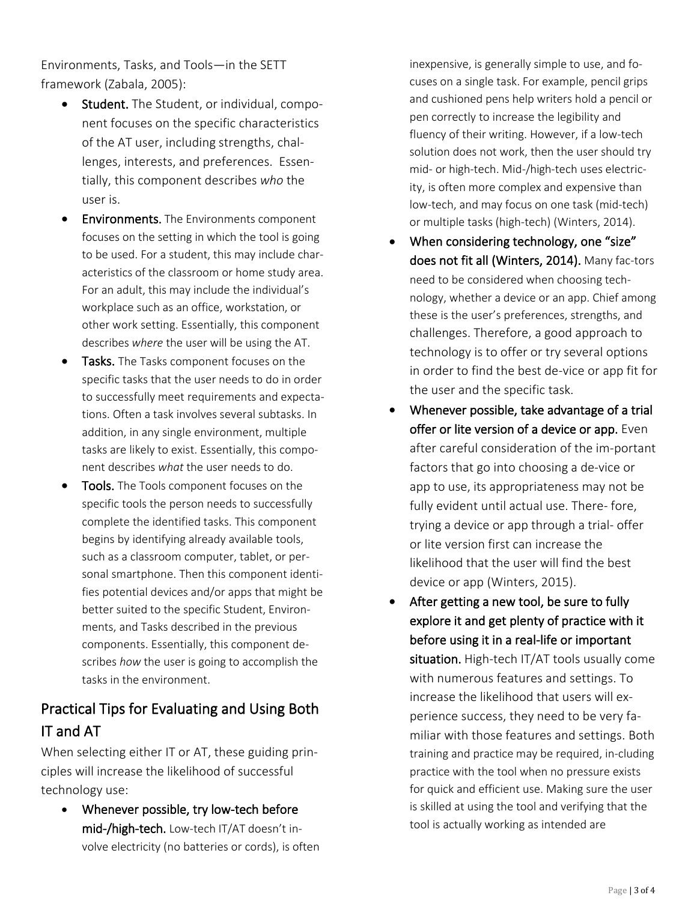Environments, Tasks, and Tools—in the SETT framework (Zabala, 2005):

- **Student.** The Student, or individual, component focuses on the specific characteristics of the AT user, including strengths, challenges, interests, and preferences. Essentially, this component describes *who* the user is.
- **Environments.** The Environments component focuses on the setting in which the tool is going to be used. For a student, this may include characteristics of the classroom or home study area. For an adult, this may include the individual's workplace such as an office, workstation, or other work setting. Essentially, this component describes *where* the user will be using the AT.
- **Tasks.** The Tasks component focuses on the specific tasks that the user needs to do in order to successfully meet requirements and expectations. Often a task involves several subtasks. In addition, in any single environment, multiple tasks are likely to exist. Essentially, this component describes *what* the user needs to do.
- **Tools.** The Tools component focuses on the specific tools the person needs to successfully complete the identified tasks. This component begins by identifying already available tools, such as a classroom computer, tablet, or personal smartphone. Then this component identifies potential devices and/or apps that might be better suited to the specific Student, Environments, and Tasks described in the previous components. Essentially, this component describes *how* the user is going to accomplish the tasks in the environment.

## Practical Tips for Evaluating and Using Both IT and AT

When selecting either IT or AT, these guiding principles will increase the likelihood of successful technology use:

- **Whenever possible, try low-tech before mid-/high-tech.** Low-tech IT/AT doesn't involve electricity (no batteries or cords), is often inexpensive, is generally simple to use, and focuses on a single task. For example, pencil grips and cushioned pens help writers hold a pencil or pen correctly to increase the legibility and fluency of their writing. However, if a low-tech solution does not work, then the user should try mid- or high-tech. Mid-/high-tech uses electricity, is often more complex and expensive than low-tech, and may focus on one task (mid-tech) or multiple tasks (high-tech) (Winters, 2014).
- **When considering technology, one "size" does not fit all (Winters, 2014).** Many factors need to be considered when choosing technology, whether a device or an app. Chief among these is the user's preferences, strengths, and challenges. Therefore, a good approach to technology is to offer or try several options in order to find the best device or app fit for the user and the specific task.
- **Whenever possible, take advantage of a trial offer or lite version of a device or app.** Even after careful consideration of the important factors that go into choosing a device or app to use, its appropriateness may not be fully evident until actual use. Therefore, trying a device or app through a trial- offer or lite version first can increase the likelihood that the user will find the best device or app (Winters, 2015).
- **After getting a new tool, be sure to fully explore it and get plenty of practice with it before using it in a real-life or important situation.** High-tech IT/AT tools usually come with numerous features and settings. To increase the likelihood that users will experience success, they need to be very familiar with those features and settings. Both training and practice may be required, including practice with the tool when no pressure exists for quick and efficient use. Making sure the user is skilled at using the tool and verifying that the tool is actually working as intended are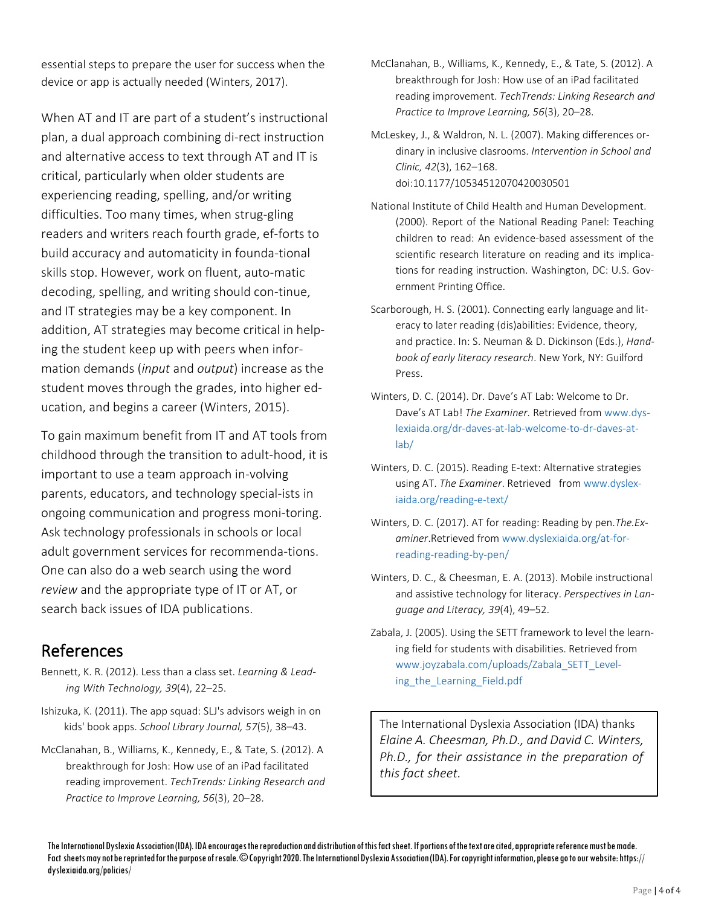essential steps to prepare the user for success when the device or app is actually needed (Winters, 2017).

When AT and IT are part of a student's instructional plan, a dual approach combining di-rect instruction and alternative access to text through AT and IT is critical, particularly when older students are experiencing reading, spelling, and/or writing difficulties. Too many times, when strug-gling readers and writers reach fourth grade, ef-forts to build accuracy and automaticity in founda-tional skills stop. However, work on fluent, auto-matic decoding, spelling, and writing should con-tinue, and IT strategies may be a key component. In addition, AT strategies may become critical in help-ing the student keep up with peers when infor-mation demands (*input* and *output*) increase as the student moves through the grades, into higher ed-ucation, and begins a career (Winters, 2015).

To gain maximum benefit from IT and AT tools from childhood through the transition to adult-hood, it is important to use a team approach in-volving parents, educators, and technology special-ists in ongoing communication and progress moni-toring. Ask technology professionals in schools or local adult government services for recommenda-tions. One can also do a web search using the word *review* and the appropriate type of IT or AT, or search back issues of IDA publications.

## References

Bennett, K. R. (2012). Less than a class set. *Learning & Leading With Technology, 39*(4), 22–25.

Ishizuka, K. (2011). The app squad: SLJ's advisors weigh in on kids' book apps. *School Library Journal, 57*(5), 38–43.

McClanahan, B., Williams, K., Kennedy, E., & Tate, S. (2012). A breakthrough for Josh: How use of an iPad facilitated reading improvement. *TechTrends: Linking Research and Practice to Improve Learning, 56*(3), 20–28.

McClanahan, B., Williams, K., Kennedy, E., & Tate, S. (2012). A breakthrough for Josh: How use of an iPad facilitated reading improvement. *TechTrends: Linking Research and Practice to Improve Learning, 56*(3), 20–28.

McLeskey, J., & Waldron, N. L. (2007). Making differences ordinary in inclusive clasrooms. *Intervention in School and Clinic, 42*(3), 162–168. doi:10.1177/10534512070420030501

National Institute of Child Health and Human Development. (2000). Report of the National Reading Panel: Teaching children to read: An evidence-based assessment of the scientific research literature on reading and its implications for reading instruction. Washington, DC: U.S. Government Printing Office.

Scarborough, H. S. (2001). Connecting early language and literacy to later reading (dis)abilities: Evidence, theory, and practice. In: S. Neuman & D. Dickinson (Eds.), *Handbook of early literacy research*. New York, NY: Guilford Press.

Winters, D. C. (2014). Dr. Dave's AT Lab: Welcome to Dr. Dave's AT Lab! *The Examiner.* Retrieved from www.dyslexiaida.org/dr-daves-at-lab-welcome-to-dr-daves-at-lab/

Winters, D. C. (2015). Reading E-text: Alternative strategies using AT. *The Examiner*. Retrieved from www.dyslexiaida.org/reading-e-text/

Winters, D. C. (2017). AT for reading: Reading by pen. *The.Examiner*.Retrieved from www.dyslexiaida.org/at-for-reading-reading-by-pen/

Winters, D. C., & Cheesman, E. A. (2013). Mobile instructional and assistive technology for literacy. *Perspectives in Language and Literacy, 39*(4), 49–52.

Zabala, J. (2005). Using the SETT framework to level the learning field for students with disabilities. Retrieved from www.joyzabala.com/uploads/Zabala_SETT_Leveling_the_Learning_Field.pdf

The International Dyslexia Association (IDA) thanks *Elaine A. Cheesman, Ph.D., and David C. Winters, Ph.D., for their assistance in the preparation of this fact sheet.*

The International Dyslexia Association (IDA). IDA encourages the reproduction and distribution of this fact sheet. If portions of the text are cited, appropriate reference must be made. Fact sheets may not be reprinted for the purpose of resale. © Copyright 2020. The International Dyslexia Association (IDA). For copyright information, please go to our website: https://dyslexiaida.org/policies/